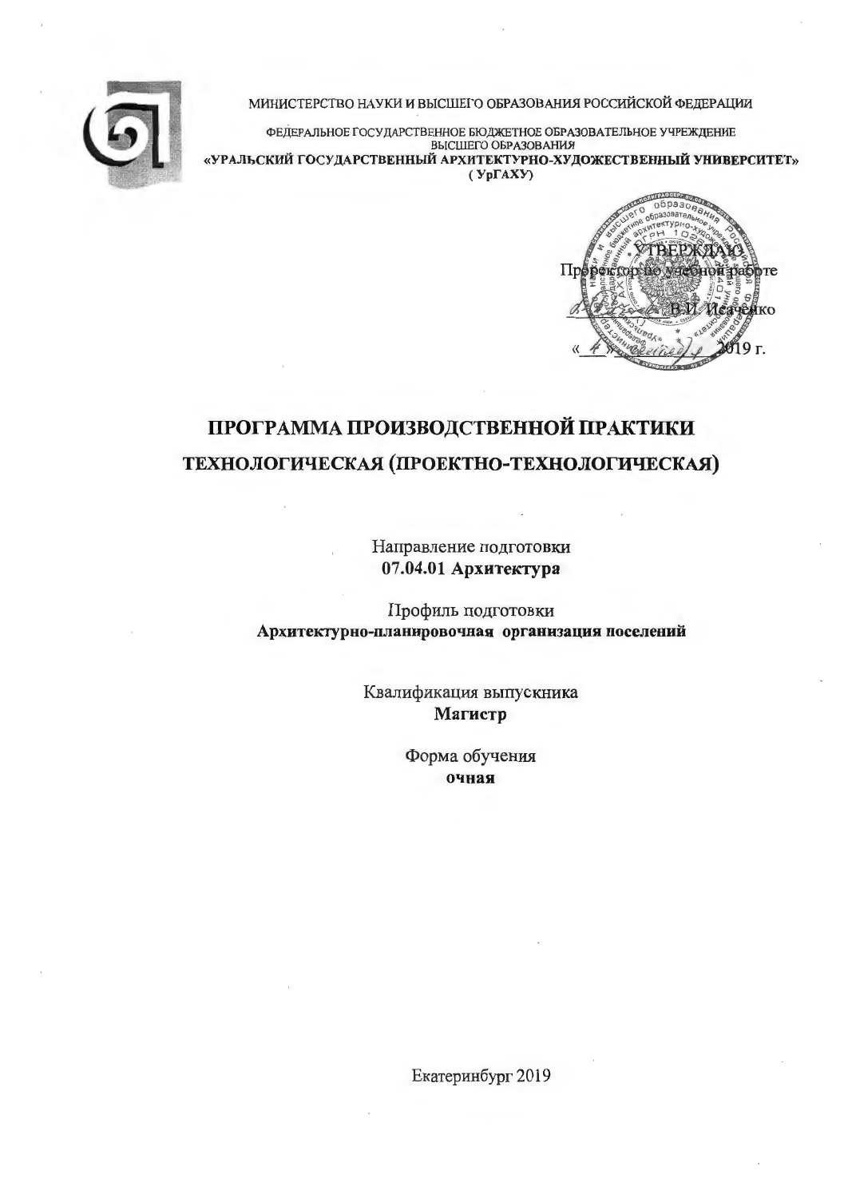МИНИСТЕРСТВО НАУКИ И ВЫСШЕГО ОБРАЗОВАНИЯ РОССИЙСКОЙ ФЕДЕРАЦИИ

ФЕДЕРАЛЬНОЕ ГОСУДАРСТВЕННОЕ БЮДЖЕТНОЕ ОБРАЗОВАТЕЛЬНОЕ УЧРЕЖДЕНИЕ ВЫСШЕГО ОБРАЗОВАНИЯ

**«УРАЛЬСКИЙ ГОСУДАРСТВЕННЫЙ АРХИТЕКТУРНО-ХУДОЖЕСТВЕННЫЙ УНИВЕРСИТЕТ»**
**( УрГАХУ)**

УТВЕРЖДАЮ
Проректор по учебной работе
_________ В.И. Исаченко
«_4_» ________ 2019 г.

# ПРОГРАММА ПРОИЗВОДСТВЕННОЙ ПРАКТИКИ
# ТЕХНОЛОГИЧЕСКАЯ (ПРОЕКТНО-ТЕХНОЛОГИЧЕСКАЯ)

Направление подготовки
**07.04.01 Архитектура**

Профиль подготовки
**Архитектурно-планировочная организация поселений**

Квалификация выпускника
**Магистр**

Форма обучения
**очная**

Екатеринбург 2019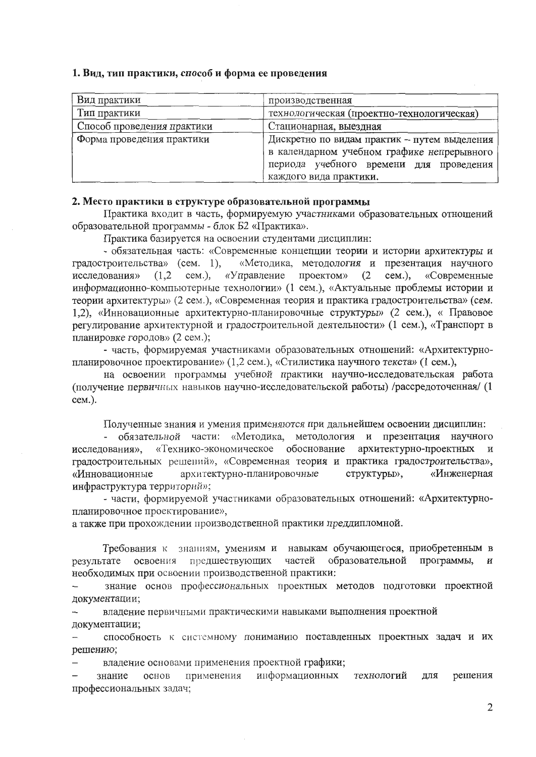### 1. Вид, тип практики, способ и форма ее проведения

| Вид практики | производственная |
| --- | --- |
| Тип практики | технологическая (проектно-технологическая) |
| Способ проведения практики | Стационарная, выездная |
| Форма проведения практики | Дискретно по видам практик – путем выделения в календарном учебном графике непрерывного периода учебного времени для проведения каждого вида практики. |

### 2. Место практики в структуре образовательной программы

Практика входит в часть, формируемую участниками образовательных отношений образовательной программы - блок Б2 «Практика».

Практика базируется на освоении студентами дисциплин:

- обязательная часть: «Современные концепции теории и истории архитектуры и градостроительства» (сем. 1), «Методика, методология и презентация научного исследования» (1,2 сем.), «Управление проектом» (2 сем.), «Современные информационно-компьютерные технологии» (1 сем.), «Актуальные проблемы истории и теории архитектуры» (2 сем.), «Современная теория и практика градостроительства» (сем. 1,2), «Инновационные архитектурно-планировочные структуры» (2 сем.), « Правовое регулирование архитектурной и градостроительной деятельности» (1 сем.), «Транспорт в планировке городов» (2 сем.);
- часть, формируемая участниками образовательных отношений: «Архитектурно-планировочное проектирование» (1,2 сем.), «Стилистика научного текста» (1 сем.),

на освоении программы учебной практики научно-исследовательская работа (получение первичных навыков научно-исследовательской работы) /рассредоточенная/ (1 сем.).

Полученные знания и умения применяются при дальнейшем освоении дисциплин:

- обязательной части: «Методика, методология и презентация научного исследования», «Технико-экономическое обоснование архитектурно-проектных и градостроительных решений», «Современная теория и практика градостроительства», «Инновационные архитектурно-планировочные структуры», «Инженерная инфраструктура территорий»;
- части, формируемой участниками образовательных отношений: «Архитектурно-планировочное проектирование»,

а также при прохождении производственной практики преддипломной.

Требования к знаниям, умениям и навыкам обучающегося, приобретенным в результате освоения предшествующих частей образовательной программы, и необходимых при освоении производственной практики:

- знание основ профессиональных проектных методов подготовки проектной документации;
- владение первичными практическими навыками выполнения проектной документации;
- способность к системному пониманию поставленных проектных задач и их решению;
- владение основами применения проектной графики;
- знание основ применения информационных технологий для решения профессиональных задач;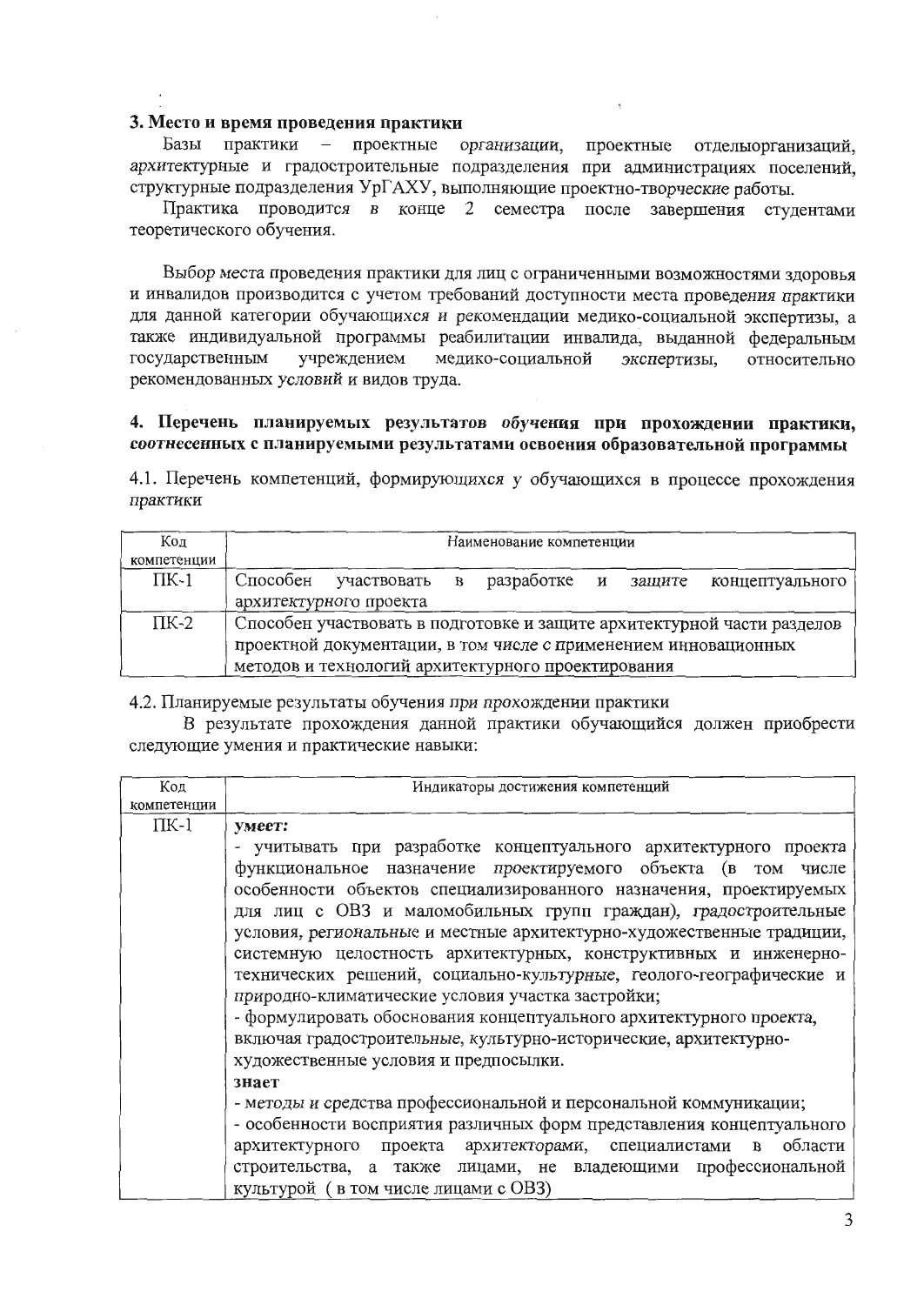### 3. Место и время проведения практики

Базы практики – проектные организации, проектные отделыорганизаций, архитектурные и градостроительные подразделения при администрациях поселений, структурные подразделения УрГАХУ, выполняющие проектно-творческие работы.

Практика проводится в конце 2 семестра после завершения студентами теоретического обучения.

Выбор места проведения практики для лиц с ограниченными возможностями здоровья и инвалидов производится с учетом требований доступности места проведения практики для данной категории обучающихся и рекомендации медико-социальной экспертизы, а также индивидуальной программы реабилитации инвалида, выданной федеральным государственным учреждением медико-социальной экспертизы, относительно рекомендованных условий и видов труда.

### 4. Перечень планируемых результатов обучения при прохождении практики, соотнесенных с планируемыми результатами освоения образовательной программы

4.1. Перечень компетенций, формирующихся у обучающихся в процессе прохождения практики

| Код компетенции | Наименование компетенции |
|---|---|
| ПК-1 | Способен участвовать в разработке и защите концептуального архитектурного проекта |
| ПК-2 | Способен участвовать в подготовке и защите архитектурной части разделов проектной документации, в том числе с применением инновационных методов и технологий архитектурного проектирования |

4.2. Планируемые результаты обучения при прохождении практики

В результате прохождения данной практики обучающийся должен приобрести следующие умения и практические навыки:

| Код компетенции | Индикаторы достижения компетенций |
|---|---|
| ПК-1 | **умеет:**<br>- учитывать при разработке концептуального архитектурного проекта функциональное назначение проектируемого объекта (в том числе особенности объектов специализированного назначения, проектируемых для лиц с ОВЗ и маломобильных групп граждан), градостроительные условия, региональные и местные архитектурно-художественные традиции, системную целостность архитектурных, конструктивных и инженерно-технических решений, социально-культурные, геолого-географические и природно-климатические условия участка застройки;<br>- формулировать обоснования концептуального архитектурного проекта, включая градостроительные, культурно-исторические, архитектурно-художественные условия и предпосылки.<br>**знает**<br>- методы и средства профессиональной и персональной коммуникации;<br>- особенности восприятия различных форм представления концептуального архитектурного проекта архитекторами, специалистами в области строительства, а также лицами, не владеющими профессиональной культурой (в том числе лицами с ОВЗ) |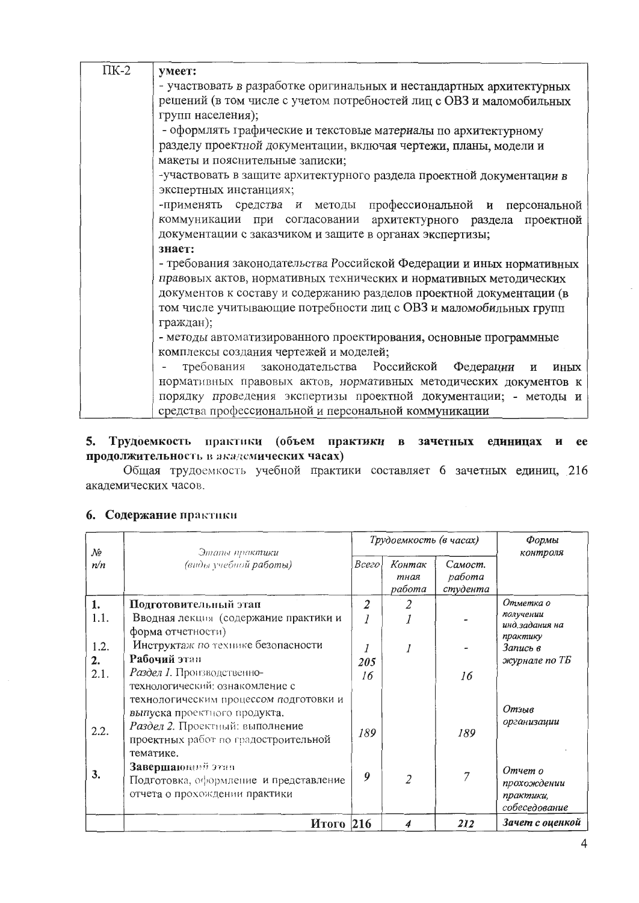| ПК-2 | **умеет:**<br>- участвовать в разработке оригинальных и нестандартных архитектурных решений (в том числе с учетом потребностей лиц с ОВЗ и маломобильных групп населения);<br>- оформлять графические и текстовые материалы по архитектурному разделу проектной документации, включая чертежи, планы, модели и макеты и пояснительные записки;<br>-участвовать в защите архитектурного раздела проектной документации в экспертных инстанциях;<br>-применять средства и методы профессиональной и персональной коммуникации при согласовании архитектурного раздела проектной документации с заказчиком и защите в органах экспертизы;<br>**знает:**<br>- требования законодательства Российской Федерации и иных нормативных правовых актов, нормативных технических и нормативных методических документов к составу и содержанию разделов проектной документации (в том числе учитывающие потребности лиц с ОВЗ и маломобильных групп граждан);<br>- методы автоматизированного проектирования, основные программные комплексы создания чертежей и моделей;<br>- требования законодательства Российской Федерации и иных нормативных правовых актов, нормативных методических документов к порядку проведения экспертизы проектной документации; - методы и средства профессиональной и персональной коммуникации |
|---|---|

## 5. Трудоемкость практики (объем практики в зачетных единицах и ее продолжительность в академических часах)

Общая трудоемкость учебной практики составляет 6 зачетных единиц, 216 академических часов.

## 6. Содержание практики

| *№ п/п* | *Этапы практики (виды учебной работы)* | *Трудоемкость (в часах)* | | | *Формы контроля* |
|---|---|---|---|---|---|
| | | *Всего* | *Контактная работа* | *Самост. работа студента* | |
| **1.** | **Подготовительный этап** | *2* | *2* | | *Отметка о получении инд.задания на практику* |
| 1.1. | Вводная лекция (содержание практики и форма отчетности) | *1* | *1* | - | |
| 1.2. | Инструктаж по технике безопасности | *1* | *1* | - | *Запись в журнале по ТБ* |
| **2.** | **Рабочий этап** | *205* | | | |
| 2.1. | *Раздел 1.* Производственно-технологический: ознакомление с технологическим процессом подготовки и выпуска проектного продукта. | *16* | | *16* | *Отзыв организации* |
| 2.2. | *Раздел 2.* Проектный: выполнение проектных работ по градостроительной тематике. | *189* | | *189* | |
| **3.** | **Завершающий этап**<br>Подготовка, оформление и представление отчета о прохождении практики | *9* | *2* | *7* | *Отчет о прохождении практики, собеседование* |
| | **Итого** | **216** | *4* | *212* | *Зачет с оценкой* |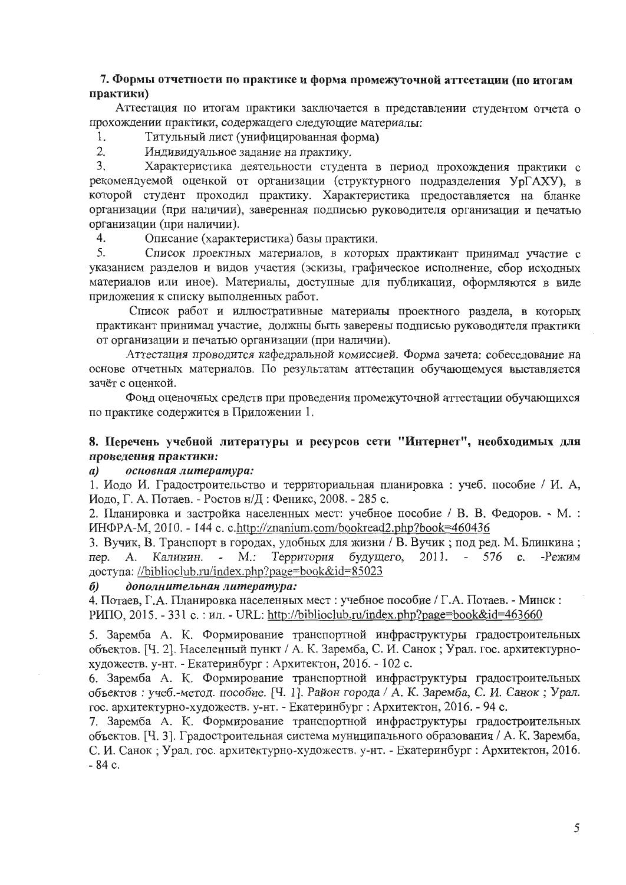## 7. Формы отчетности по практике и форма промежуточной аттестации (по итогам практики)

Аттестация по итогам практики заключается в представлении студентом отчета о прохождении практики, содержащего следующие материалы:

1. Титульный лист (унифицированная форма)
2. Индивидуальное задание на практику.
3. Характеристика деятельности студента в период прохождения практики с рекомендуемой оценкой от организации (структурного подразделения УрГАХУ), в которой студент проходил практику. Характеристика предоставляется на бланке организации (при наличии), заверенная подписью руководителя организации и печатью организации (при наличии).
4. Описание (характеристика) базы практики.
5. *Список проектных материалов, в которых практикант принимал участие с указанием разделов и видов участия (эскизы, графическое исполнение, сбор исходных материалов или иное). Материалы, доступные для публикации, оформляются в виде приложения к списку выполненных работ.*

Список работ и иллюстративные материалы проектного раздела, в которых практикант принимал участие, должны быть заверены подписью руководителя практики от организации и печатью организации (при наличии).

*Аттестация проводится кафедральной комиссией.* Форма зачета: собеседование на основе отчетных материалов. По результатам аттестации обучающемуся выставляется зачёт с оценкой.

Фонд оценочных средств при проведения промежуточной аттестации обучающихся по практике содержится в Приложении 1.

## 8. Перечень учебной литературы и ресурсов сети "Интернет", необходимых для *проведения практики:*

***а) основная литература:***

1. Иодо И. Градостроительство и территориальная планировка : учеб. пособие / И. А, Иодо, Г. А. Потаев. - Ростов н/Д : Феникс, 2008. - 285 с.
2. Планировка и застройка населенных мест: учебное пособие / В. В. Федоров. - М. : ИНФРА-М, 2010. - 144 с. с.http://znanium.com/bookread2.php?book=460436
3. Вучик, В. Транспорт в городах, удобных для жизни / В. Вучик ; под ред. М. Блинкина ; *пер. А. Калинин. - М.: Территория будущего, 2011. - 576 с. -Режим* доступа: //biblioclub.ru/index.php?page=book&id=85023

***б) дополнительная литература:***

4. Потаев, Г.А. Планировка населенных мест : учебное пособие / Г.А. Потаев. - Минск : РИПО, 2015. - 331 с. : ил. - URL: http://biblioclub.ru/index.php?page=book&id=463660
5. Заремба А. К. Формирование транспортной инфраструктуры градостроительных объектов. [Ч. 2]. Населенный пункт / А. К. Заремба, С. И. Санок ; Урал. гос. архитектурно-художеств. у-нт. - Екатеринбург : Архитектон, 2016. - 102 с.
6. Заремба А. К. Формирование транспортной инфраструктуры градостроительных объектов : *учеб.-метод. пособие. [Ч. 1]. Район города / А. К. Заремба, С. И. Санок ; Урал.* гос. архитектурно-художеств. у-нт. - Екатеринбург : Архитектон, 2016. - 94 с.
7. Заремба А. К. Формирование транспортной инфраструктуры градостроительных объектов. [Ч. 3]. Градостроительная система муниципального образования / А. К. Заремба, С. И. Санок ; Урал. гос. архитектурно-художеств. у-нт. - Екатеринбург : Архитектон, 2016. - 84 с.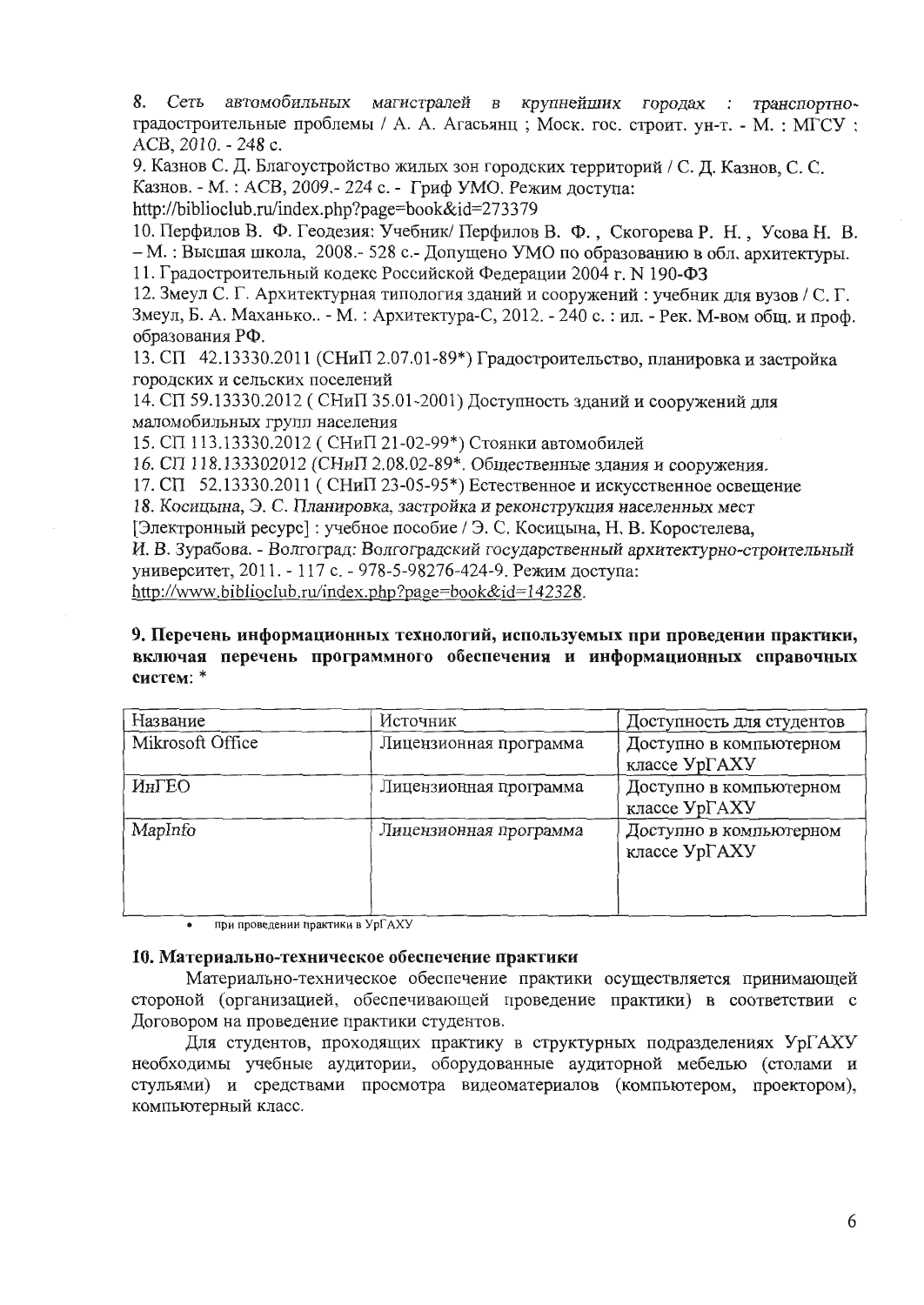8. *Сеть автомобильных магистралей в крупнейших городах : транспортно*-градостроительные проблемы / А. А. Агасьянц ; Моск. гос. строит. ун-т. - М. : МГСУ ; АСВ, *2010*. - *248* с.

9. Казнов С. Д. Благоустройство жилых зон городских территорий / С. Д. Казнов, С. С. Казнов. - М. : АСВ, *2009*.- *224* с. - Гриф УМО. Режим доступа: http://biblioclub.ru/index.php?page=book&id=273379

10. Перфилов В. Ф. Геодезия: Учебник/ Перфилов В. Ф., Скогорева Р. Н., Усова Н. В. – М. : Высшая школа, 2008.- 528 с.- Допущено УМО по образованию в обл. архитектуры.

11. Градостроительный кодекс Российской Федерации 2004 г. N 190-ФЗ

12. Змеул С. Г. Архитектурная типология зданий и сооружений : учебник для вузов / С. Г. Змеул, Б. А. Маханько.. - М. : Архитектура-С, 2012. - 240 с. : ил. - Рек. М-вом общ. и проф. образования РФ.

13. СП 42.13330.2011 (СНиП 2.07.01-89*) Градостроительство, планировка и застройка городских и сельских поселений

14. СП 59.13330.2012 ( СНиП 35.01-2001) Доступность зданий и сооружений для маломобильных групп населения

15. СП 113.13330.2012 ( СНиП 21-02-99*) Стоянки автомобилей

*16. СП 118.133302012 (СНиП 2.08.02-89*. Общественные здания и сооружения.*

17. СП 52.13330.2011 ( СНиП 23-05-95*) Естественное и искусственное освещение

*18. Косицына, Э. С. Планировка, застройка и реконструкция населенных мест* [Электронный ресурс] : учебное пособие / Э. С. Косицына, Н. В. Коростелева, И. В. Зурабова. - *Волгоград: Волгоградский государственный архитектурно-строительный* университет, 2011. - 117 с. - 978-5-98276-424-9. Режим доступа: http://www.biblioclub.ru/index.php?page=book&id=*142328*.

**9. Перечень информационных технологий, используемых при проведении практики, включая перечень программного обеспечения и информационных справочных систем:** *

| Название | Источник | Доступность для студентов |
|---|---|---|
| Mikrosoft Office | Лицензионная программа | Доступно в компьютерном классе УрГАХУ |
| ИнГЕО | Лицензионная программа | Доступно в компьютерном классе УрГАХУ |
| MapInfo | *Лицензионная программа* | Доступно в компьютерном классе УрГАХУ |

- при проведении практики в УрГАХУ

**10. Материально-техническое обеспечение практики**

Материально-техническое обеспечение практики осуществляется принимающей стороной (организацией, обеспечивающей проведение практики) в соответствии с Договором на проведение практики студентов.

Для студентов, проходящих практику в структурных подразделениях УрГАХУ необходимы учебные аудитории, оборудованные аудиторной мебелью (столами и стульями) и средствами просмотра видеоматериалов (компьютером, проектором), компьютерный класс.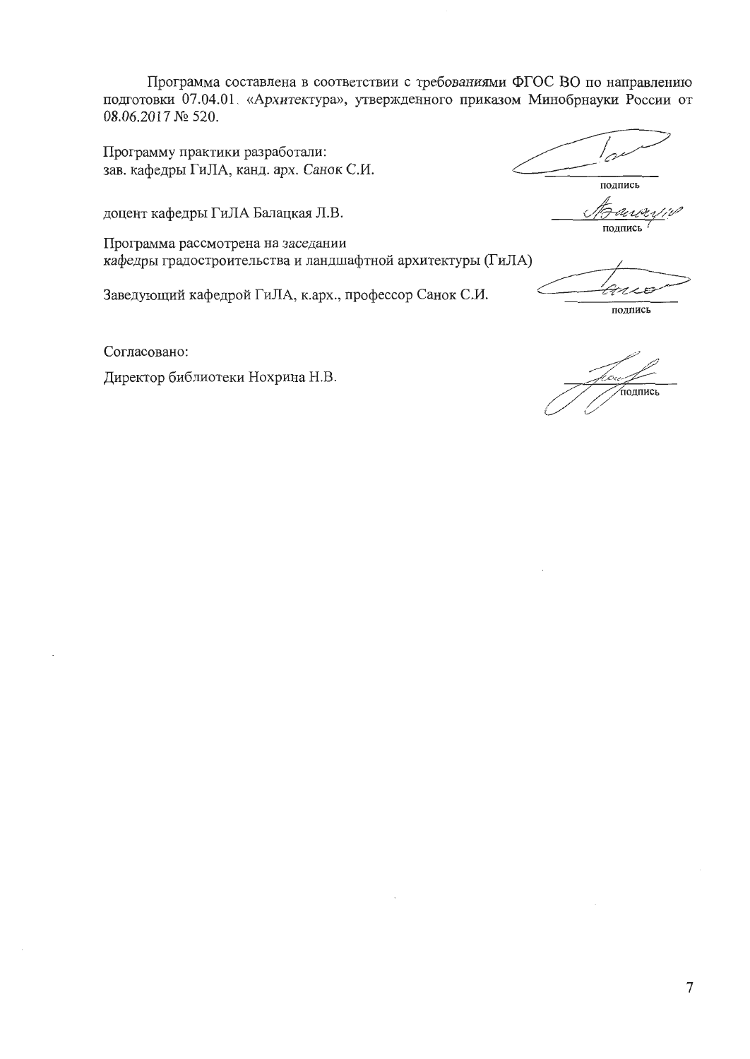Программа составлена в соответствии с требованиями ФГОС ВО по направлению подготовки 07.04.01. «Архитектура», утвержденного приказом Минобрнауки России от 08.06.2017 № 520.

Программу практики разработали:
зав. кафедры ГиЛА, канд. арх. Санок С.И. _____________ подпись

доцент кафедры ГиЛА Балацкая Л.В. _____________ подпись

Программа рассмотрена на заседании
кафедры градостроительства и ландшафтной архитектуры (ГиЛА)

Заведующий кафедрой ГиЛА, к.арх., профессор Санок С.И. _____________ подпись

Согласовано:

Директор библиотеки Нохрина Н.В. _____________ подпись